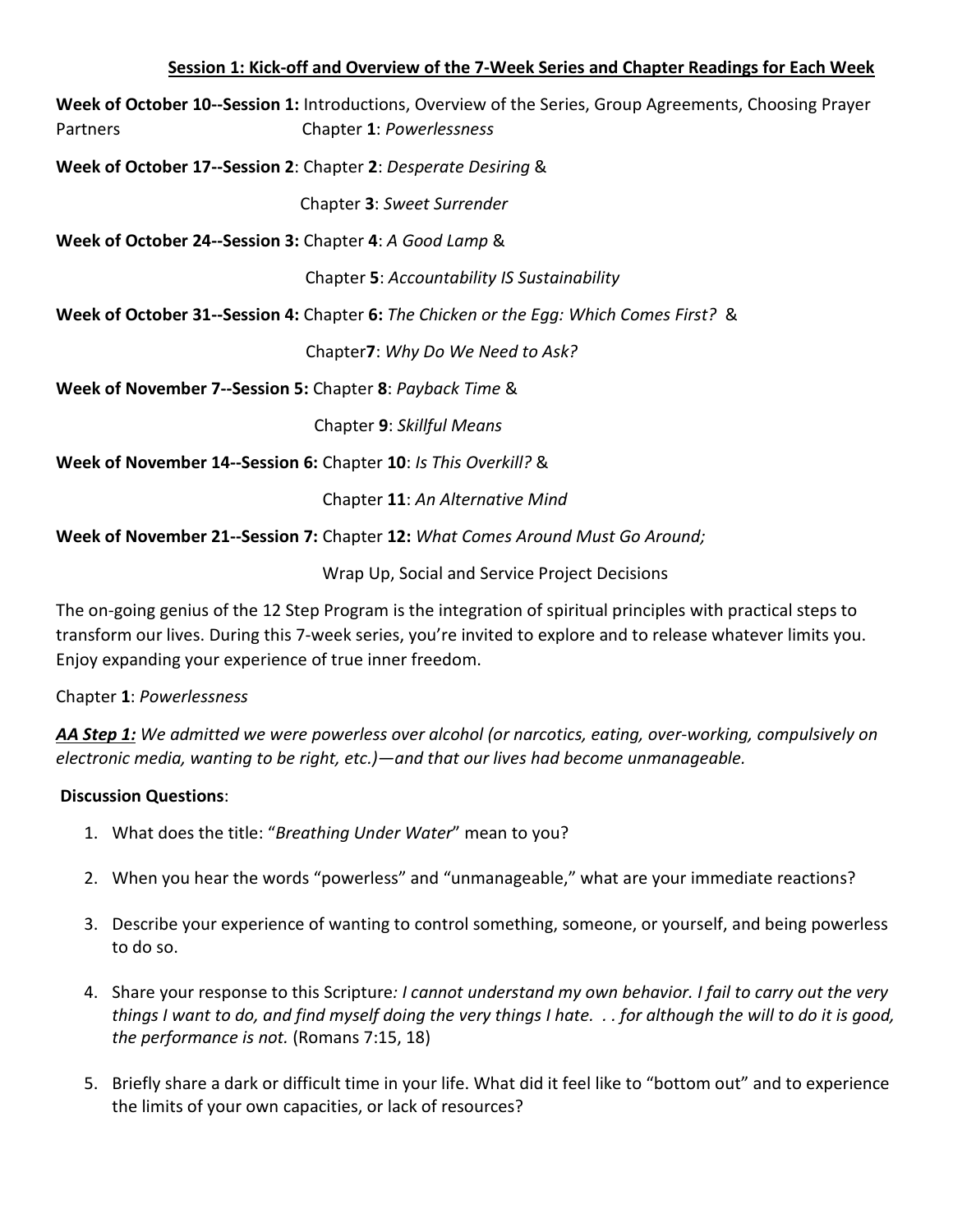**Session 1: Kick-off and Overview of the 7-Week Series and Chapter Readings for Each Week**

**Week of October 10--Session 1:** Introductions, Overview of the Series, Group Agreements, Choosing Prayer Partners Chapter **1**: *Powerlessness*

**Week of October 17--Session 2**: Chapter **2**: *Desperate Desiring* &

Chapter **3**: *Sweet Surrender*

**Week of October 24--Session 3:** Chapter **4**: *A Good Lamp* &

Chapter **5**: *Accountability IS Sustainability*

**Week of October 31--Session 4:** Chapter **6:** *The Chicken or the Egg: Which Comes First?* &

Chapter**7**: *Why Do We Need to Ask?*

**Week of November 7--Session 5:** Chapter **8**: *Payback Time* &

Chapter **9**: *Skillful Means*

**Week of November 14--Session 6:** Chapter **10**: *Is This Overkill?* &

Chapter **11**: *An Alternative Mind*

**Week of November 21--Session 7:** Chapter **12:** *What Comes Around Must Go Around;*

Wrap Up, Social and Service Project Decisions

The on-going genius of the 12 Step Program is the integration of spiritual principles with practical steps to transform our lives. During this 7-week series, you're invited to explore and to release whatever limits you. Enjoy expanding your experience of true inner freedom.

Chapter **1**: *Powerlessness*

***AA Step 1:*** *We admitted we were powerless over alcohol (or narcotics, eating, over-working, compulsively on electronic media, wanting to be right, etc.)—and that our lives had become unmanageable.*

**Discussion Questions**:

1. What does the title: "*Breathing Under Water*" mean to you?
2. When you hear the words "powerless" and "unmanageable," what are your immediate reactions?
3. Describe your experience of wanting to control something, someone, or yourself, and being powerless to do so.
4. Share your response to this Scripture*: I cannot understand my own behavior. I fail to carry out the very things I want to do, and find myself doing the very things I hate. . . for although the will to do it is good, the performance is not.* (Romans 7:15, 18)
5. Briefly share a dark or difficult time in your life. What did it feel like to "bottom out" and to experience the limits of your own capacities, or lack of resources?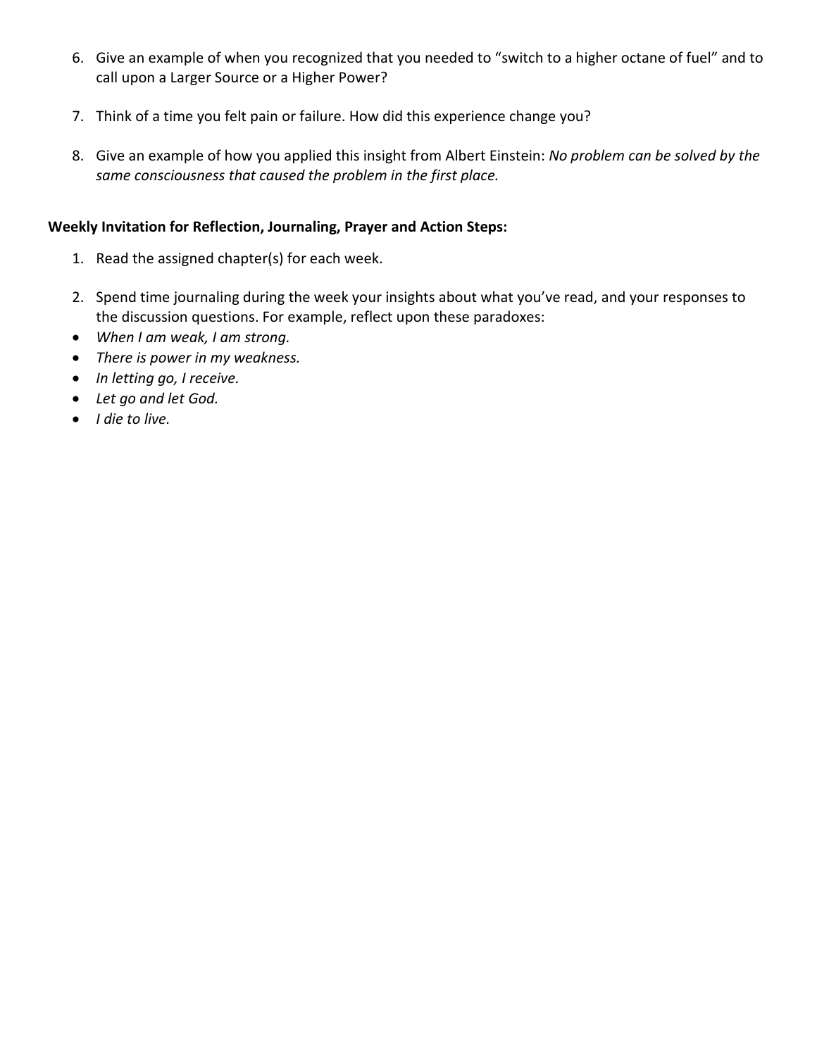6. Give an example of when you recognized that you needed to "switch to a higher octane of fuel" and to call upon a Larger Source or a Higher Power?

7. Think of a time you felt pain or failure. How did this experience change you?

8. Give an example of how you applied this insight from Albert Einstein: *No problem can be solved by the same consciousness that caused the problem in the first place.*

**Weekly Invitation for Reflection, Journaling, Prayer and Action Steps:**

1. Read the assigned chapter(s) for each week.

2. Spend time journaling during the week your insights about what you've read, and your responses to the discussion questions. For example, reflect upon these paradoxes:

- *When I am weak, I am strong.*
- *There is power in my weakness.*
- *In letting go, I receive.*
- *Let go and let God.*
- *I die to live.*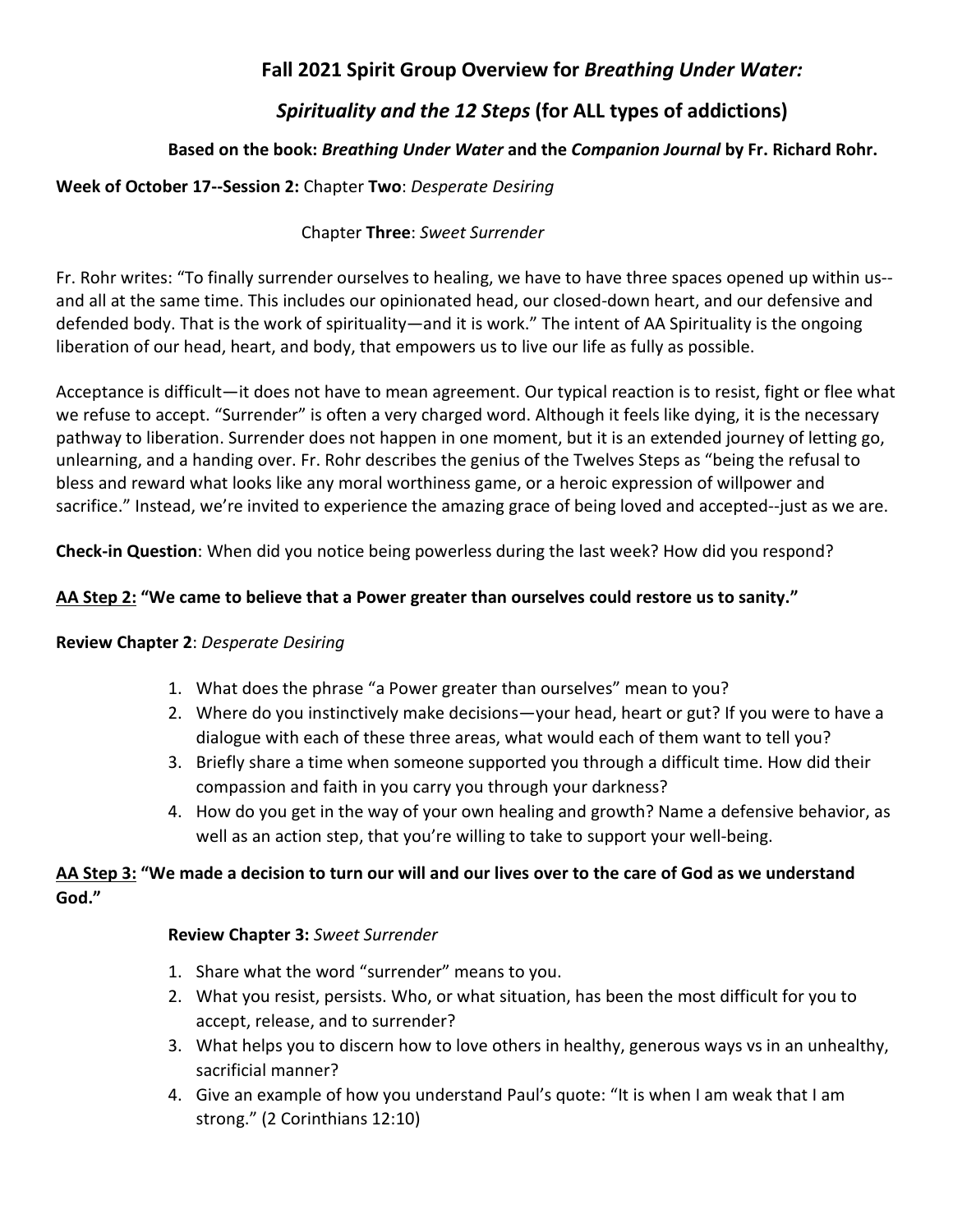## Fall 2021 Spirit Group Overview for *Breathing Under Water: Spirituality and the 12 Steps* (for ALL types of addictions)

**Based on the book: *Breathing Under Water* and the *Companion Journal* by Fr. Richard Rohr.**

**Week of October 17--Session 2:** Chapter **Two**: *Desperate Desiring*

Chapter **Three**: *Sweet Surrender*

Fr. Rohr writes: "To finally surrender ourselves to healing, we have to have three spaces opened up within us--and all at the same time. This includes our opinionated head, our closed-down heart, and our defensive and defended body. That is the work of spirituality—and it is work." The intent of AA Spirituality is the ongoing liberation of our head, heart, and body, that empowers us to live our life as fully as possible.

Acceptance is difficult—it does not have to mean agreement. Our typical reaction is to resist, fight or flee what we refuse to accept. "Surrender" is often a very charged word. Although it feels like dying, it is the necessary pathway to liberation. Surrender does not happen in one moment, but it is an extended journey of letting go, unlearning, and a handing over. Fr. Rohr describes the genius of the Twelves Steps as "being the refusal to bless and reward what looks like any moral worthiness game, or a heroic expression of willpower and sacrifice." Instead, we're invited to experience the amazing grace of being loved and accepted--just as we are.

**Check-in Question**: When did you notice being powerless during the last week? How did you respond?

**<u>AA Step 2:</u> "We came to believe that a Power greater than ourselves could restore us to sanity."**

**Review Chapter 2**: *Desperate Desiring*

1. What does the phrase "a Power greater than ourselves" mean to you?
2. Where do you instinctively make decisions—your head, heart or gut? If you were to have a dialogue with each of these three areas, what would each of them want to tell you?
3. Briefly share a time when someone supported you through a difficult time. How did their compassion and faith in you carry you through your darkness?
4. How do you get in the way of your own healing and growth? Name a defensive behavior, as well as an action step, that you're willing to take to support your well-being.

**<u>AA Step 3:</u> "We made a decision to turn our will and our lives over to the care of God as we understand God."**

**Review Chapter 3:** *Sweet Surrender*

1. Share what the word "surrender" means to you.
2. What you resist, persists. Who, or what situation, has been the most difficult for you to accept, release, and to surrender?
3. What helps you to discern how to love others in healthy, generous ways vs in an unhealthy, sacrificial manner?
4. Give an example of how you understand Paul's quote: "It is when I am weak that I am strong." (2 Corinthians 12:10)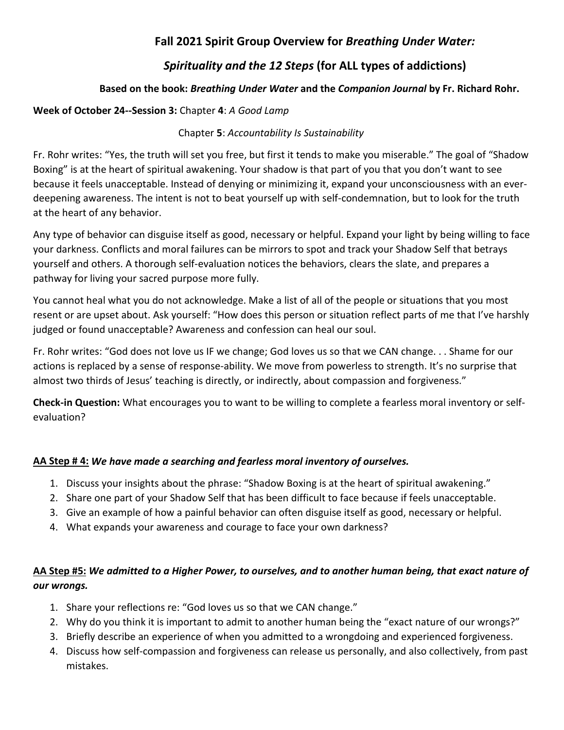## Fall 2021 Spirit Group Overview for *Breathing Under Water: Spirituality and the 12 Steps* (for ALL types of addictions)

**Based on the book: *Breathing Under Water* and the *Companion Journal* by Fr. Richard Rohr.**

**Week of October 24--Session 3:** Chapter **4**: *A Good Lamp*

Chapter **5**: *Accountability Is Sustainability*

Fr. Rohr writes: "Yes, the truth will set you free, but first it tends to make you miserable." The goal of "Shadow Boxing" is at the heart of spiritual awakening. Your shadow is that part of you that you don't want to see because it feels unacceptable. Instead of denying or minimizing it, expand your unconsciousness with an ever-deepening awareness. The intent is not to beat yourself up with self-condemnation, but to look for the truth at the heart of any behavior.

Any type of behavior can disguise itself as good, necessary or helpful. Expand your light by being willing to face your darkness. Conflicts and moral failures can be mirrors to spot and track your Shadow Self that betrays yourself and others. A thorough self-evaluation notices the behaviors, clears the slate, and prepares a pathway for living your sacred purpose more fully.

You cannot heal what you do not acknowledge. Make a list of all of the people or situations that you most resent or are upset about. Ask yourself: "How does this person or situation reflect parts of me that I've harshly judged or found unacceptable? Awareness and confession can heal our soul.

Fr. Rohr writes: "God does not love us IF we change; God loves us so that we CAN change. . . Shame for our actions is replaced by a sense of response-ability. We move from powerless to strength. It's no surprise that almost two thirds of Jesus' teaching is directly, or indirectly, about compassion and forgiveness."

**Check-in Question:** What encourages you to want to be willing to complete a fearless moral inventory or self-evaluation?

### <u>AA Step # 4:</u> *We have made a searching and fearless moral inventory of ourselves.*

1. Discuss your insights about the phrase: "Shadow Boxing is at the heart of spiritual awakening."
2. Share one part of your Shadow Self that has been difficult to face because if feels unacceptable.
3. Give an example of how a painful behavior can often disguise itself as good, necessary or helpful.
4. What expands your awareness and courage to face your own darkness?

### <u>AA Step #5:</u> *We admitted to a Higher Power, to ourselves, and to another human being, that exact nature of our wrongs.*

1. Share your reflections re: "God loves us so that we CAN change."
2. Why do you think it is important to admit to another human being the "exact nature of our wrongs?"
3. Briefly describe an experience of when you admitted to a wrongdoing and experienced forgiveness.
4. Discuss how self-compassion and forgiveness can release us personally, and also collectively, from past mistakes.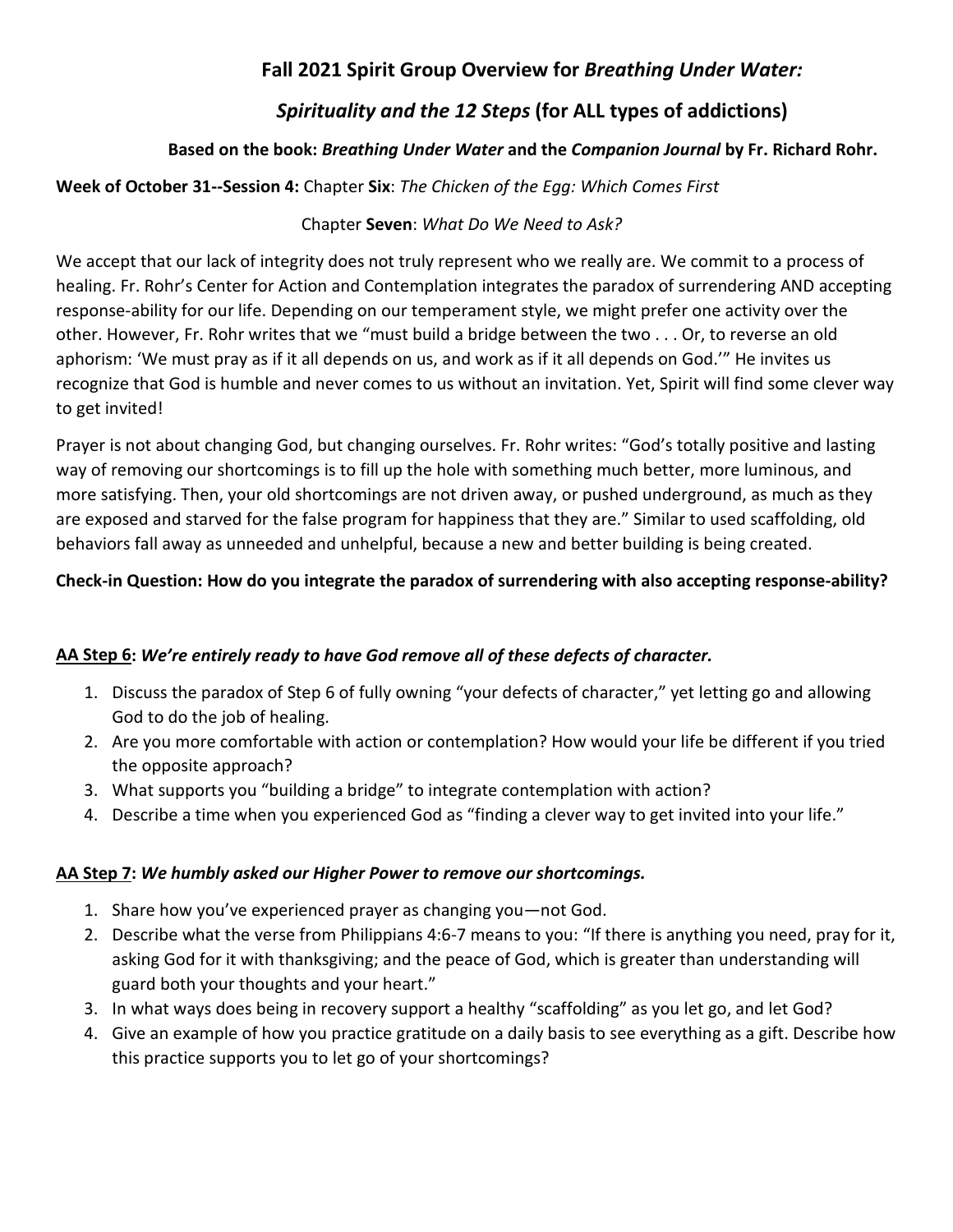## Fall 2021 Spirit Group Overview for *Breathing Under Water: Spirituality and the 12 Steps* (for ALL types of addictions)

**Based on the book: *Breathing Under Water* and the *Companion Journal* by Fr. Richard Rohr.**

**Week of October 31--Session 4:** Chapter **Six**: *The Chicken of the Egg: Which Comes First*

Chapter **Seven**: *What Do We Need to Ask?*

We accept that our lack of integrity does not truly represent who we really are. We commit to a process of healing. Fr. Rohr's Center for Action and Contemplation integrates the paradox of surrendering AND accepting response-ability for our life. Depending on our temperament style, we might prefer one activity over the other. However, Fr. Rohr writes that we "must build a bridge between the two . . . Or, to reverse an old aphorism: 'We must pray as if it all depends on us, and work as if it all depends on God.'" He invites us recognize that God is humble and never comes to us without an invitation. Yet, Spirit will find some clever way to get invited!

Prayer is not about changing God, but changing ourselves. Fr. Rohr writes: "God's totally positive and lasting way of removing our shortcomings is to fill up the hole with something much better, more luminous, and more satisfying. Then, your old shortcomings are not driven away, or pushed underground, as much as they are exposed and starved for the false program for happiness that they are." Similar to used scaffolding, old behaviors fall away as unneeded and unhelpful, because a new and better building is being created.

**Check-in Question: How do you integrate the paradox of surrendering with also accepting response-ability?**

**AA Step 6:** ***We're entirely ready to have God remove all of these defects of character.***

1. Discuss the paradox of Step 6 of fully owning "your defects of character," yet letting go and allowing God to do the job of healing.
2. Are you more comfortable with action or contemplation? How would your life be different if you tried the opposite approach?
3. What supports you "building a bridge" to integrate contemplation with action?
4. Describe a time when you experienced God as "finding a clever way to get invited into your life."

**AA Step 7:** ***We humbly asked our Higher Power to remove our shortcomings.***

1. Share how you've experienced prayer as changing you—not God.
2. Describe what the verse from Philippians 4:6-7 means to you: "If there is anything you need, pray for it, asking God for it with thanksgiving; and the peace of God, which is greater than understanding will guard both your thoughts and your heart."
3. In what ways does being in recovery support a healthy "scaffolding" as you let go, and let God?
4. Give an example of how you practice gratitude on a daily basis to see everything as a gift. Describe how this practice supports you to let go of your shortcomings?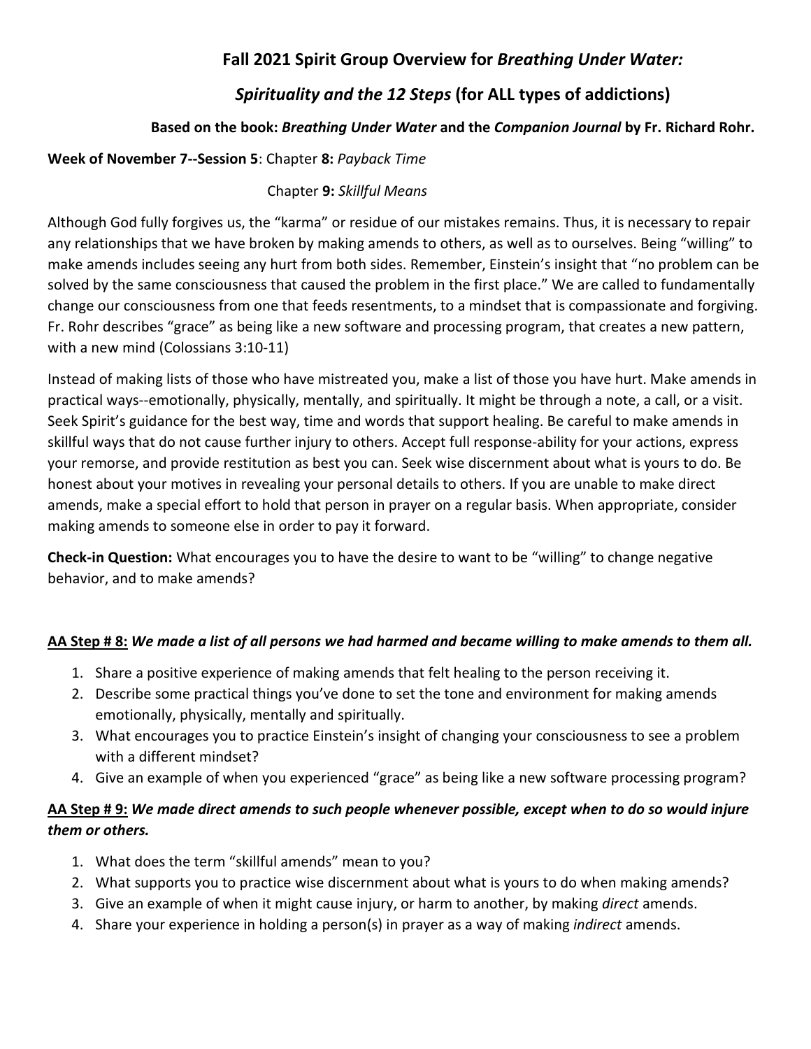# Fall 2021 Spirit Group Overview for *Breathing Under Water: Spirituality and the 12 Steps* (for ALL types of addictions)

**Based on the book: *Breathing Under Water* and the *Companion Journal* by Fr. Richard Rohr.**

**Week of November 7--Session 5**: Chapter **8:** *Payback Time*

Chapter **9:** *Skillful Means*

Although God fully forgives us, the "karma" or residue of our mistakes remains. Thus, it is necessary to repair any relationships that we have broken by making amends to others, as well as to ourselves. Being "willing" to make amends includes seeing any hurt from both sides. Remember, Einstein's insight that "no problem can be solved by the same consciousness that caused the problem in the first place." We are called to fundamentally change our consciousness from one that feeds resentments, to a mindset that is compassionate and forgiving. Fr. Rohr describes "grace" as being like a new software and processing program, that creates a new pattern, with a new mind (Colossians 3:10-11)

Instead of making lists of those who have mistreated you, make a list of those you have hurt. Make amends in practical ways--emotionally, physically, mentally, and spiritually. It might be through a note, a call, or a visit. Seek Spirit's guidance for the best way, time and words that support healing. Be careful to make amends in skillful ways that do not cause further injury to others. Accept full response-ability for your actions, express your remorse, and provide restitution as best you can. Seek wise discernment about what is yours to do. Be honest about your motives in revealing your personal details to others. If you are unable to make direct amends, make a special effort to hold that person in prayer on a regular basis. When appropriate, consider making amends to someone else in order to pay it forward.

**Check-in Question:** What encourages you to have the desire to want to be "willing" to change negative behavior, and to make amends?

**AA Step # 8:** ***We made a list of all persons we had harmed and became willing to make amends to them all.***

1. Share a positive experience of making amends that felt healing to the person receiving it.
2. Describe some practical things you've done to set the tone and environment for making amends emotionally, physically, mentally and spiritually.
3. What encourages you to practice Einstein's insight of changing your consciousness to see a problem with a different mindset?
4. Give an example of when you experienced "grace" as being like a new software processing program?

**AA Step # 9:** ***We made direct amends to such people whenever possible, except when to do so would injure them or others.***

1. What does the term "skillful amends" mean to you?
2. What supports you to practice wise discernment about what is yours to do when making amends?
3. Give an example of when it might cause injury, or harm to another, by making *direct* amends.
4. Share your experience in holding a person(s) in prayer as a way of making *indirect* amends.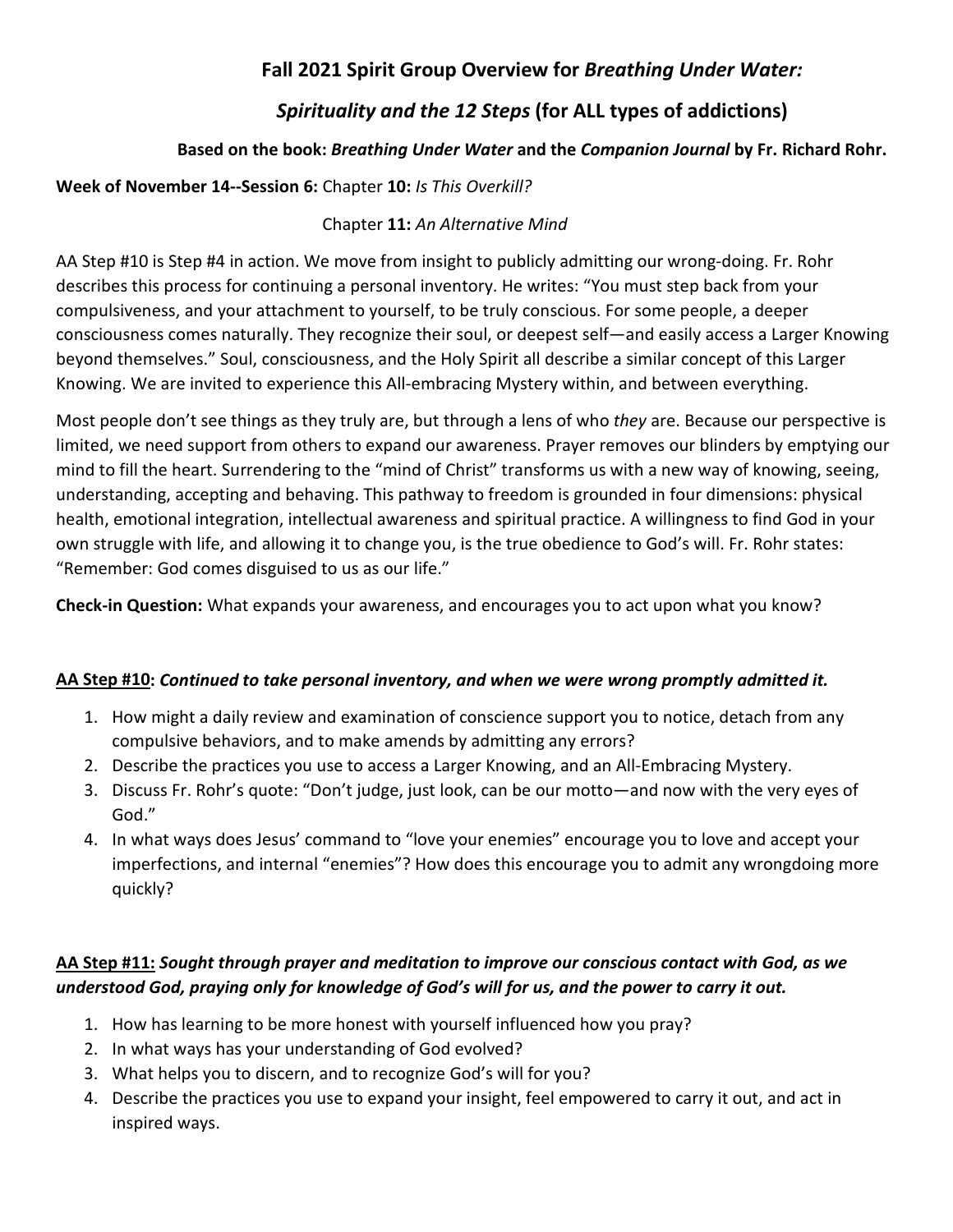# Fall 2021 Spirit Group Overview for *Breathing Under Water: Spirituality and the 12 Steps* (for ALL types of addictions)

**Based on the book: *Breathing Under Water* and the *Companion Journal* by Fr. Richard Rohr.**

**Week of November 14--Session 6:** Chapter **10:** *Is This Overkill?*

Chapter **11:** *An Alternative Mind*

AA Step #10 is Step #4 in action. We move from insight to publicly admitting our wrong-doing. Fr. Rohr describes this process for continuing a personal inventory. He writes: "You must step back from your compulsiveness, and your attachment to yourself, to be truly conscious. For some people, a deeper consciousness comes naturally. They recognize their soul, or deepest self—and easily access a Larger Knowing beyond themselves." Soul, consciousness, and the Holy Spirit all describe a similar concept of this Larger Knowing. We are invited to experience this All-embracing Mystery within, and between everything.

Most people don't see things as they truly are, but through a lens of who *they* are. Because our perspective is limited, we need support from others to expand our awareness. Prayer removes our blinders by emptying our mind to fill the heart. Surrendering to the "mind of Christ" transforms us with a new way of knowing, seeing, understanding, accepting and behaving. This pathway to freedom is grounded in four dimensions: physical health, emotional integration, intellectual awareness and spiritual practice. A willingness to find God in your own struggle with life, and allowing it to change you, is the true obedience to God's will. Fr. Rohr states: "Remember: God comes disguised to us as our life."

**Check-in Question:** What expands your awareness, and encourages you to act upon what you know?

**AA Step #10: *Continued to take personal inventory, and when we were wrong promptly admitted it.***

1. How might a daily review and examination of conscience support you to notice, detach from any compulsive behaviors, and to make amends by admitting any errors?
2. Describe the practices you use to access a Larger Knowing, and an All-Embracing Mystery.
3. Discuss Fr. Rohr's quote: "Don't judge, just look, can be our motto—and now with the very eyes of God."
4. In what ways does Jesus' command to "love your enemies" encourage you to love and accept your imperfections, and internal "enemies"? How does this encourage you to admit any wrongdoing more quickly?

**AA Step #11: *Sought through prayer and meditation to improve our conscious contact with God, as we understood God, praying only for knowledge of God's will for us, and the power to carry it out.***

1. How has learning to be more honest with yourself influenced how you pray?
2. In what ways has your understanding of God evolved?
3. What helps you to discern, and to recognize God's will for you?
4. Describe the practices you use to expand your insight, feel empowered to carry it out, and act in inspired ways.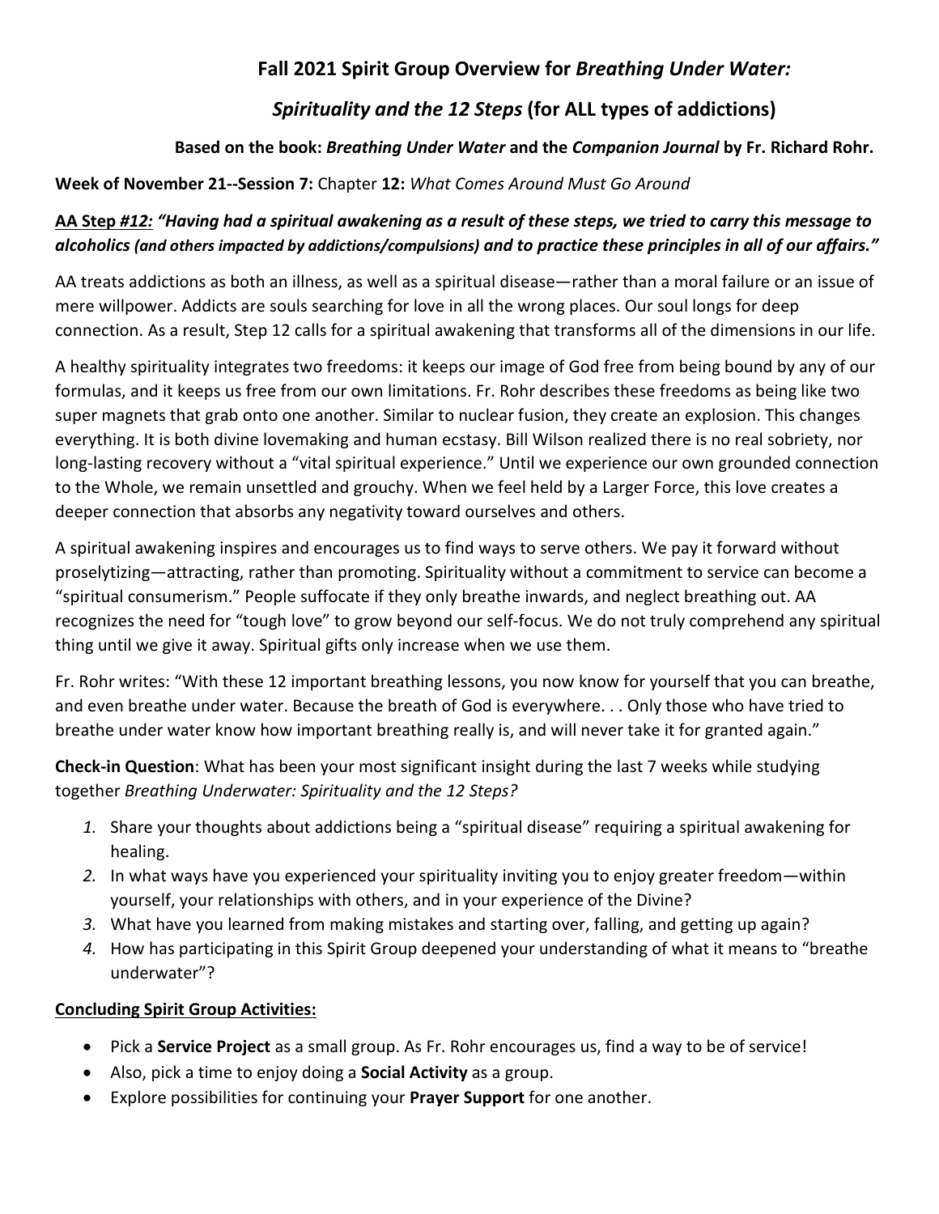# Fall 2021 Spirit Group Overview for *Breathing Under Water: Spirituality and the 12 Steps* (for ALL types of addictions)

**Based on the book: *Breathing Under Water* and the *Companion Journal* by Fr. Richard Rohr.**

**Week of November 21--Session 7:** Chapter **12:** *What Comes Around Must Go Around*

**AA Step *#12:*** ***"Having had a spiritual awakening as a result of these steps, we tried to carry this message to alcoholics (and others impacted by addictions/compulsions) and to practice these principles in all of our affairs."***

AA treats addictions as both an illness, as well as a spiritual disease—rather than a moral failure or an issue of mere willpower. Addicts are souls searching for love in all the wrong places. Our soul longs for deep connection. As a result, Step 12 calls for a spiritual awakening that transforms all of the dimensions in our life.

A healthy spirituality integrates two freedoms: it keeps our image of God free from being bound by any of our formulas, and it keeps us free from our own limitations. Fr. Rohr describes these freedoms as being like two super magnets that grab onto one another. Similar to nuclear fusion, they create an explosion. This changes everything. It is both divine lovemaking and human ecstasy. Bill Wilson realized there is no real sobriety, nor long-lasting recovery without a "vital spiritual experience." Until we experience our own grounded connection to the Whole, we remain unsettled and grouchy. When we feel held by a Larger Force, this love creates a deeper connection that absorbs any negativity toward ourselves and others.

A spiritual awakening inspires and encourages us to find ways to serve others. We pay it forward without proselytizing—attracting, rather than promoting. Spirituality without a commitment to service can become a "spiritual consumerism." People suffocate if they only breathe inwards, and neglect breathing out. AA recognizes the need for "tough love" to grow beyond our self-focus. We do not truly comprehend any spiritual thing until we give it away. Spiritual gifts only increase when we use them.

Fr. Rohr writes: "With these 12 important breathing lessons, you now know for yourself that you can breathe, and even breathe under water. Because the breath of God is everywhere. . . Only those who have tried to breathe under water know how important breathing really is, and will never take it for granted again."

**Check-in Question**: What has been your most significant insight during the last 7 weeks while studying together *Breathing Underwater: Spirituality and the 12 Steps?*

1. Share your thoughts about addictions being a "spiritual disease" requiring a spiritual awakening for healing.
2. In what ways have you experienced your spirituality inviting you to enjoy greater freedom—within yourself, your relationships with others, and in your experience of the Divine?
3. What have you learned from making mistakes and starting over, falling, and getting up again?
4. How has participating in this Spirit Group deepened your understanding of what it means to "breathe underwater"?

**Concluding Spirit Group Activities:**

- Pick a **Service Project** as a small group. As Fr. Rohr encourages us, find a way to be of service!
- Also, pick a time to enjoy doing a **Social Activity** as a group.
- Explore possibilities for continuing your **Prayer Support** for one another.